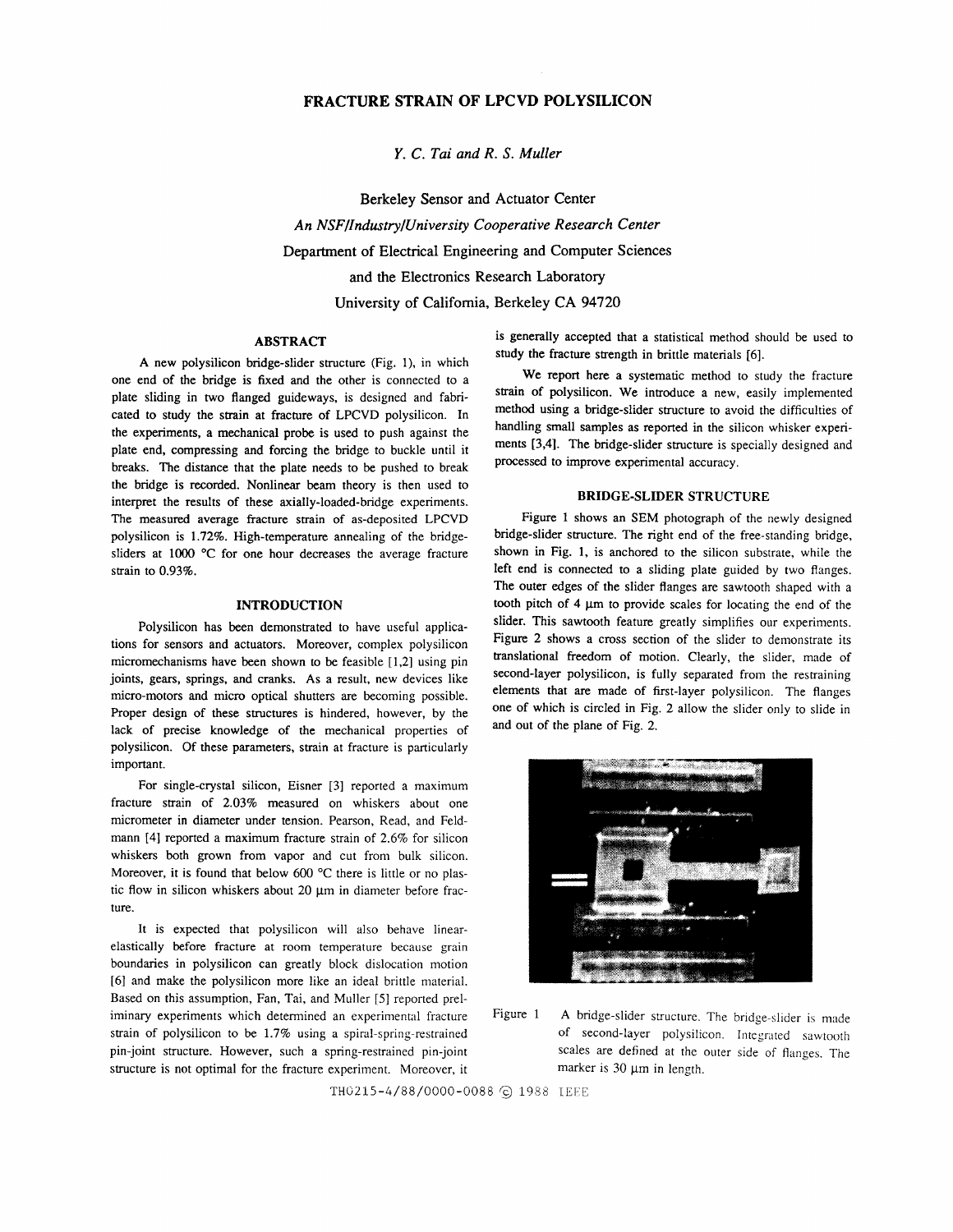# FRACTURE STRAIN OF LPCVD POLYSILICON

*Y. C. Tai and R. S. Muller*

Berkeley Sensor and Actuator Center

*An NSF/Industry/University Cooperative Research Center*

Department of Electrical Engineering and Computer Sciences

and the Electronics Research Laboratory

University of California, Berkeley CA 94720

## ABSTRACT

A new polysilicon bridge-slider structure (Fig. 1), in which one end of the bridge is fixed and the other is connected to a plate sliding in two flanged guideways, is designed and fabricated to study the strain at fracture of LPCVD polysilicon. In the experiments, a mechanical probe is used to push against the plate end, compressing and forcing the bridge to buckle until it breaks. The distance that the plate needs to be pushed to break the bridge is recorded. Nonlinear beam theory is then used to interpret the results of these axially-loaded-bridge experiments. The measured average fracture strain of as-deposited LPCVD polysilicon is 1.72%. High-temperature annealing of the bridge-sliders at 1000 °C for one hour decreases the average fracture strain to 0.93%.

## INTRODUCTION

Polysilicon has been demonstrated to have useful applications for sensors and actuators. Moreover, complex polysilicon micromechanisms have been shown to be feasible [1,2] using pin joints, gears, springs, and cranks. As a result, new devices like micro-motors and micro optical shutters are becoming possible. Proper design of these structures is hindered, however, by the lack of precise knowledge of the mechanical properties of polysilicon. Of these parameters, strain at fracture is particularly important.

For single-crystal silicon, Eisner [3] reported a maximum fracture strain of 2.03% measured on whiskers about one micrometer in diameter under tension. Pearson, Read, and Feldmann [4] reported a maximum fracture strain of 2.6% for silicon whiskers both grown from vapor and cut from bulk silicon. Moreover, it is found that below 600 °C there is little or no plastic flow in silicon whiskers about 20 µm in diameter before fracture.

It is expected that polysilicon will also behave linear-elastically before fracture at room temperature because grain boundaries in polysilicon can greatly block dislocation motion [6] and make the polysilicon more like an ideal brittle material. Based on this assumption, Fan, Tai, and Muller [5] reported preliminary experiments which determined an experimental fracture strain of polysilicon to be 1.7% using a spiral-spring-restrained pin-joint structure. However, such a spring-restrained pin-joint structure is not optimal for the fracture experiment. Moreover, it is generally accepted that a statistical method should be used to study the fracture strength in brittle materials [6].

We report here a systematic method to study the fracture strain of polysilicon. We introduce a new, easily implemented method using a bridge-slider structure to avoid the difficulties of handling small samples as reported in the silicon whisker experiments [3,4]. The bridge-slider structure is specially designed and processed to improve experimental accuracy.

## BRIDGE-SLIDER STRUCTURE

Figure 1 shows an SEM photograph of the newly designed bridge-slider structure. The right end of the free-standing bridge, shown in Fig. 1, is anchored to the silicon substrate, while the left end is connected to a sliding plate guided by two flanges. The outer edges of the slider flanges are sawtooth shaped with a tooth pitch of 4 µm to provide scales for locating the end of the slider. This sawtooth feature greatly simplifies our experiments. Figure 2 shows a cross section of the slider to demonstrate its translational freedom of motion. Clearly, the slider, made of second-layer polysilicon, is fully separated from the restraining elements that are made of first-layer polysilicon. The flanges one of which is circled in Fig. 2 allow the slider only to slide in and out of the plane of Fig. 2.

Figure 1 A bridge-slider structure. The bridge-slider is made of second-layer polysilicon. Integrated sawtooth scales are defined at the outer side of flanges. The marker is 30 µm in length.

TH0215-4/88/0000-0088 © 1988 IEEE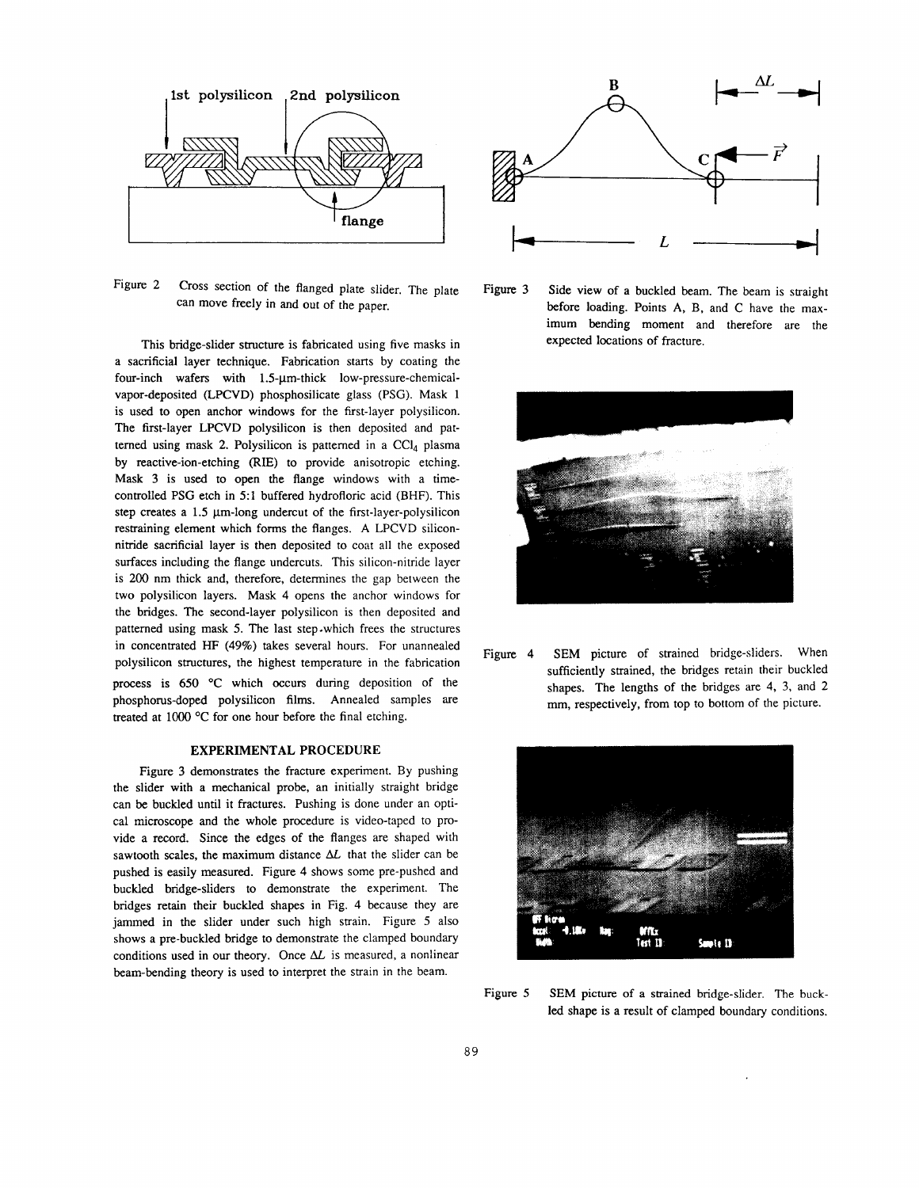Figure 2 Cross section of the flanged plate slider. The plate can move freely in and out of the paper.

This bridge-slider structure is fabricated using five masks in a sacrificial layer technique. Fabrication starts by coating the four-inch wafers with 1.5-μm-thick low-pressure-chemical-vapor-deposited (LPCVD) phosphosilicate glass (PSG). Mask 1 is used to open anchor windows for the first-layer polysilicon. The first-layer LPCVD polysilicon is then deposited and patterned using mask 2. Polysilicon is patterned in a $CCl_4$ plasma by reactive-ion-etching (RIE) to provide anisotropic etching. Mask 3 is used to open the flange windows with a time-controlled PSG etch in 5:1 buffered hydrofloric acid (BHF). This step creates a 1.5 μm-long undercut of the first-layer-polysilicon restraining element which forms the flanges. A LPCVD silicon-nitride sacrificial layer is then deposited to coat all the exposed surfaces including the flange undercuts. This silicon-nitride layer is 200 nm thick and, therefore, determines the gap between the two polysilicon layers. Mask 4 opens the anchor windows for the bridges. The second-layer polysilicon is then deposited and patterned using mask 5. The last step which frees the structures in concentrated HF (49%) takes several hours. For unannealed polysilicon structures, the highest temperature in the fabrication process is 650 °C which occurs during deposition of the phosphorus-doped polysilicon films. Annealed samples are treated at 1000 °C for one hour before the final etching.

## EXPERIMENTAL PROCEDURE

Figure 3 demonstrates the fracture experiment. By pushing the slider with a mechanical probe, an initially straight bridge can be buckled until it fractures. Pushing is done under an optical microscope and the whole procedure is video-taped to provide a record. Since the edges of the flanges are shaped with sawtooth scales, the maximum distance $\Delta L$ that the slider can be pushed is easily measured. Figure 4 shows some pre-pushed and buckled bridge-sliders to demonstrate the experiment. The bridges retain their buckled shapes in Fig. 4 because they are jammed in the slider under such high strain. Figure 5 also shows a pre-buckled bridge to demonstrate the clamped boundary conditions used in our theory. Once $\Delta L$ is measured, a nonlinear beam-bending theory is used to interpret the strain in the beam.

Figure 3 Side view of a buckled beam. The beam is straight before loading. Points A, B, and C have the maximum bending moment and therefore are the expected locations of fracture.

Figure 4 SEM picture of strained bridge-sliders. When sufficiently strained, the bridges retain their buckled shapes. The lengths of the bridges are 4, 3, and 2 mm, respectively, from top to bottom of the picture.

Figure 5 SEM picture of a strained bridge-slider. The buckled shape is a result of clamped boundary conditions.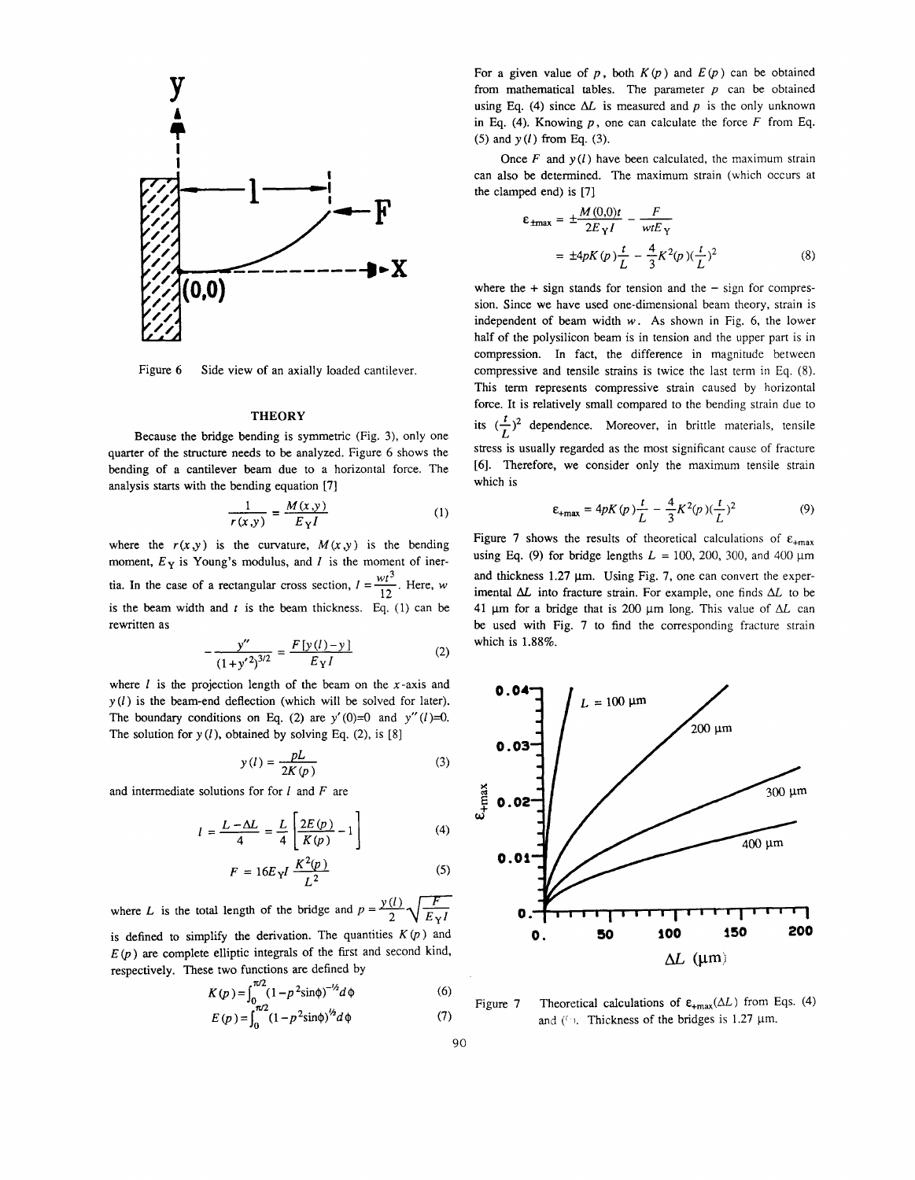Figure 6 Side view of an axially loaded cantilever.

## THEORY

Because the bridge bending is symmetric (Fig. 3), only one quarter of the structure needs to be analyzed. Figure 6 shows the bending of a cantilever beam due to a horizontal force. The analysis starts with the bending equation [7]

$$\frac{1}{r(x,y)} = \frac{M(x,y)}{E_Y I} \tag{1}$$

where the $r(x,y)$ is the curvature, $M(x,y)$ is the bending moment, $E_Y$ is Young's modulus, and $I$ is the moment of inertia. In the case of a rectangular cross section, $I = \frac{wt^3}{12}$. Here, $w$ is the beam width and $t$ is the beam thickness. Eq. (1) can be rewritten as

$$-\frac{y''}{(1+y'^2)^{3/2}} = \frac{F[y(l)-y]}{E_Y I} \tag{2}$$

where $l$ is the projection length of the beam on the $x$-axis and $y(l)$ is the beam-end deflection (which will be solved for later). The boundary conditions on Eq. (2) are $y'(0)=0$ and $y''(l)=0$. The solution for $y(l)$, obtained by solving Eq. (2), is [8]

$$y(l) = \frac{pL}{2K(p)} \tag{3}$$

and intermediate solutions for for $l$ and $F$ are

$$l = \frac{L-\Delta L}{4} = \frac{L}{4}\left[\frac{2E(p)}{K(p)} - 1\right] \tag{4}$$

$$F = 16E_Y I \frac{K^2(p)}{L^2} \tag{5}$$

where $L$ is the total length of the bridge and $p = \frac{y(l)}{2}\sqrt{\frac{F}{E_Y I}}$ is defined to simplify the derivation. The quantities $K(p)$ and $E(p)$ are complete elliptic integrals of the first and second kind, respectively. These two functions are defined by

$$K(p) = \int_0^{\pi/2} (1-p^2\sin\phi)^{-1/2} d\phi \tag{6}$$

$$E(p) = \int_0^{\pi/2} (1-p^2\sin\phi)^{1/2} d\phi \tag{7}$$

For a given value of $p$, both $K(p)$ and $E(p)$ can be obtained from mathematical tables. The parameter $p$ can be obtained using Eq. (4) since $\Delta L$ is measured and $p$ is the only unknown in Eq. (4). Knowing $p$, one can calculate the force $F$ from Eq. (5) and $y(l)$ from Eq. (3).

Once $F$ and $y(l)$ have been calculated, the maximum strain can also be determined. The maximum strain (which occurs at the clamped end) is [7]

$$\varepsilon_{\pm\max} = \pm\frac{M(0,0)t}{2E_Y I} - \frac{F}{wtE_Y}$$
$$= \pm 4pK(p)\frac{t}{L} - \frac{4}{3}K^2(p)\left(\frac{t}{L}\right)^2 \tag{8}$$

where the + sign stands for tension and the − sign for compression. Since we have used one-dimensional beam theory, strain is independent of beam width $w$. As shown in Fig. 6, the lower half of the polysilicon beam is in tension and the upper part is in compression. In fact, the difference in magnitude between compressive and tensile strains is twice the last term in Eq. (8). This term represents compressive strain caused by horizontal force. It is relatively small compared to the bending strain due to its $(\frac{t}{L})^2$ dependence. Moreover, in brittle materials, tensile stress is usually regarded as the most significant cause of fracture [6]. Therefore, we consider only the maximum tensile strain which is

$$\varepsilon_{+\max} = 4pK(p)\frac{t}{L} - \frac{4}{3}K^2(p)\left(\frac{t}{L}\right)^2 \tag{9}$$

Figure 7 shows the results of theoretical calculations of $\varepsilon_{+\max}$ using Eq. (9) for bridge lengths $L$ = 100, 200, 300, and 400 μm and thickness 1.27 μm. Using Fig. 7, one can convert the experimental $\Delta L$ into fracture strain. For example, one finds $\Delta L$ to be 41 μm for a bridge that is 200 μm long. This value of $\Delta L$ can be used with Fig. 7 to find the corresponding fracture strain which is 1.88%.

Figure 7 Theoretical calculations of $\varepsilon_{+\max}(\Delta L)$ from Eqs. (4) and (9). Thickness of the bridges is 1.27 μm.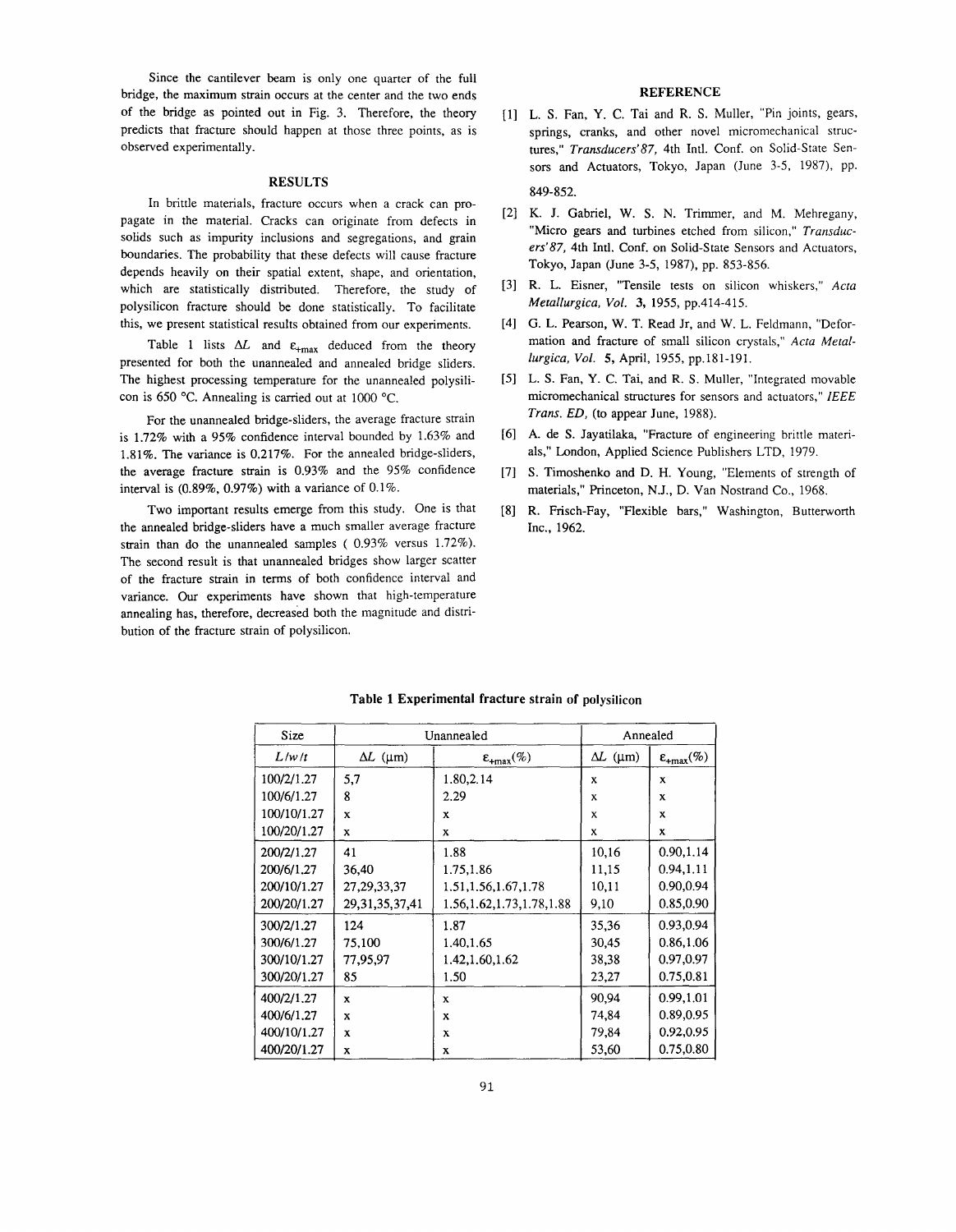Since the cantilever beam is only one quarter of the full bridge, the maximum strain occurs at the center and the two ends of the bridge as pointed out in Fig. 3. Therefore, the theory predicts that fracture should happen at those three points, as is observed experimentally.

## RESULTS

In brittle materials, fracture occurs when a crack can propagate in the material. Cracks can originate from defects in solids such as impurity inclusions and segregations, and grain boundaries. The probability that these defects will cause fracture depends heavily on their spatial extent, shape, and orientation, which are statistically distributed. Therefore, the study of polysilicon fracture should be done statistically. To facilitate this, we present statistical results obtained from our experiments.

Table 1 lists $\Delta L$ and $\varepsilon_{+max}$ deduced from the theory presented for both the unannealed and annealed bridge sliders. The highest processing temperature for the unannealed polysilicon is 650 °C. Annealing is carried out at 1000 °C.

For the unannealed bridge-sliders, the average fracture strain is 1.72% with a 95% confidence interval bounded by 1.63% and 1.81%. The variance is 0.217%. For the annealed bridge-sliders, the average fracture strain is 0.93% and the 95% confidence interval is (0.89%, 0.97%) with a variance of 0.1%.

Two important results emerge from this study. One is that the annealed bridge-sliders have a much smaller average fracture strain than do the unannealed samples ( 0.93% versus 1.72%). The second result is that unannealed bridges show larger scatter of the fracture strain in terms of both confidence interval and variance. Our experiments have shown that high-temperature annealing has, therefore, decreased both the magnitude and distribution of the fracture strain of polysilicon.

## REFERENCE

[1] L. S. Fan, Y. C. Tai and R. S. Muller, "Pin joints, gears, springs, cranks, and other novel micromechanical structures," *Transducers'87*, 4th Intl. Conf. on Solid-State Sensors and Actuators, Tokyo, Japan (June 3-5, 1987), pp. 849-852.

[2] K. J. Gabriel, W. S. N. Trimmer, and M. Mehregany, "Micro gears and turbines etched from silicon," *Transducers'87*, 4th Intl. Conf. on Solid-State Sensors and Actuators, Tokyo, Japan (June 3-5, 1987), pp. 853-856.

[3] R. L. Eisner, "Tensile tests on silicon whiskers," *Acta Metallurgica, Vol.* **3**, 1955, pp.414-415.

[4] G. L. Pearson, W. T. Read Jr, and W. L. Feldmann, "Deformation and fracture of small silicon crystals," *Acta Metallurgica, Vol.* **5**, April, 1955, pp.181-191.

[5] L. S. Fan, Y. C. Tai, and R. S. Muller, "Integrated movable micromechanical structures for sensors and actuators," *IEEE Trans. ED*, (to appear June, 1988).

[6] A. de S. Jayatilaka, "Fracture of engineering brittle materials," London, Applied Science Publishers LTD, 1979.

[7] S. Timoshenko and D. H. Young, "Elements of strength of materials," Princeton, N.J., D. Van Nostrand Co., 1968.

[8] R. Frisch-Fay, "Flexible bars," Washington, Butterworth Inc., 1962.

**Table 1 Experimental fracture strain of polysilicon**

| Size | Unannealed | | Annealed | |
|---|---|---|---|---|
| $L/w/t$ | $\Delta L$ (μm) | $\varepsilon_{+max}$(%) | $\Delta L$ (μm) | $\varepsilon_{+max}$(%) |
| 100/2/1.27 | 5,7 | 1.80,2.14 | x | x |
| 100/6/1.27 | 8 | 2.29 | x | x |
| 100/10/1.27 | x | x | x | x |
| 100/20/1.27 | x | x | x | x |
| 200/2/1.27 | 41 | 1.88 | 10,16 | 0.90,1.14 |
| 200/6/1.27 | 36,40 | 1.75,1.86 | 11,15 | 0.94,1.11 |
| 200/10/1.27 | 27,29,33,37 | 1.51,1.56,1.67,1.78 | 10,11 | 0.90,0.94 |
| 200/20/1.27 | 29,31,35,37,41 | 1.56,1.62,1.73,1.78,1.88 | 9,10 | 0.85,0.90 |
| 300/2/1.27 | 124 | 1.87 | 35,36 | 0.93,0.94 |
| 300/6/1.27 | 75,100 | 1.40,1.65 | 30,45 | 0.86,1.06 |
| 300/10/1.27 | 77,95,97 | 1.42,1.60,1.62 | 38,38 | 0.97,0.97 |
| 300/20/1.27 | 85 | 1.50 | 23,27 | 0.75,0.81 |
| 400/2/1.27 | x | x | 90,94 | 0.99,1.01 |
| 400/6/1.27 | x | x | 74,84 | 0.89,0.95 |
| 400/10/1.27 | x | x | 79,84 | 0.92,0.95 |
| 400/20/1.27 | x | x | 53,60 | 0.75,0.80 |